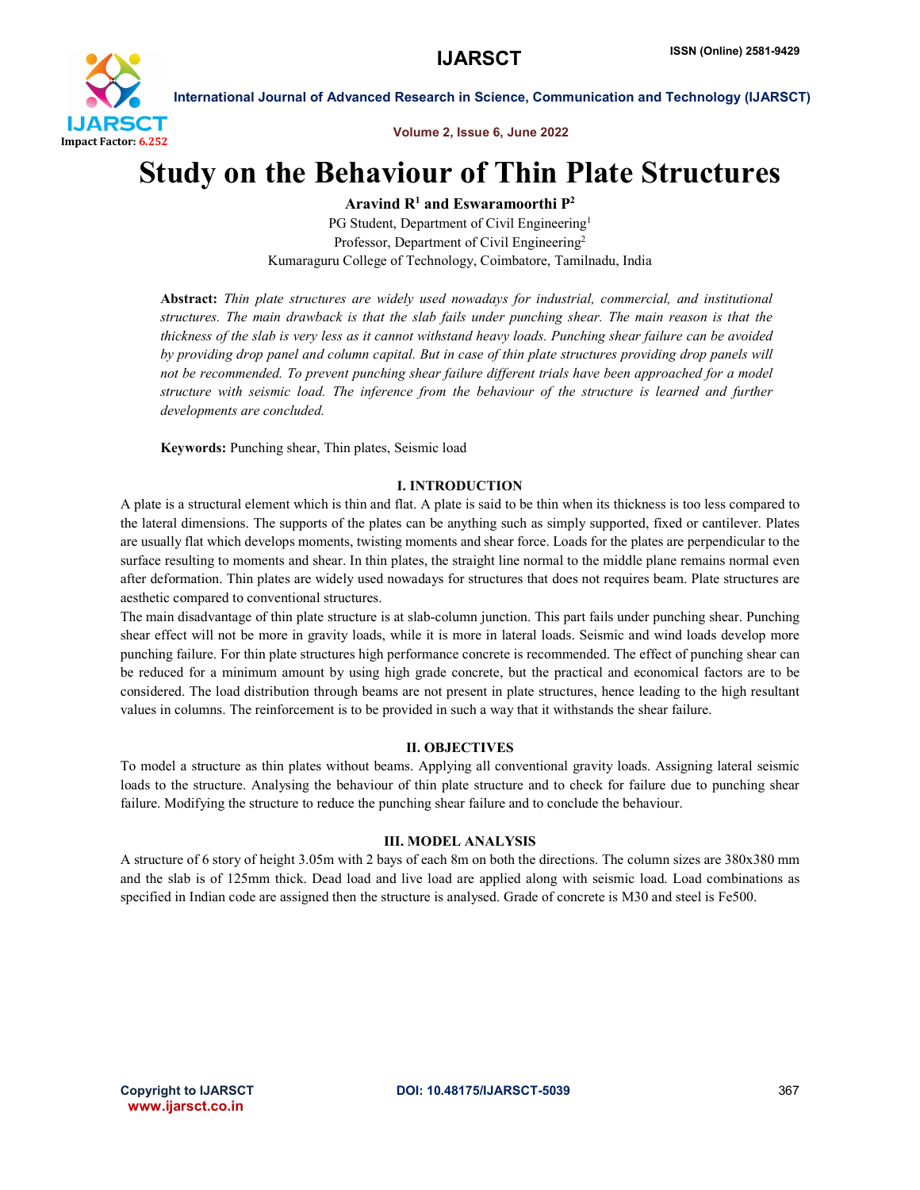# Study on the Behaviour of Thin Plate Structures

**Aravind R[1] and Eswaramoorthi P[2]**

PG Student, Department of Civil Engineering[1]

Professor, Department of Civil Engineering[2]

Kumaraguru College of Technology, Coimbatore, Tamilnadu, India

**Abstract:** *Thin plate structures are widely used nowadays for industrial, commercial, and institutional structures. The main drawback is that the slab fails under punching shear. The main reason is that the thickness of the slab is very less as it cannot withstand heavy loads. Punching shear failure can be avoided by providing drop panel and column capital. But in case of thin plate structures providing drop panels will not be recommended. To prevent punching shear failure different trials have been approached for a model structure with seismic load. The inference from the behaviour of the structure is learned and further developments are concluded.*

**Keywords:** Punching shear, Thin plates, Seismic load

## I. INTRODUCTION

A plate is a structural element which is thin and flat. A plate is said to be thin when its thickness is too less compared to the lateral dimensions. The supports of the plates can be anything such as simply supported, fixed or cantilever. Plates are usually flat which develops moments, twisting moments and shear force. Loads for the plates are perpendicular to the surface resulting to moments and shear. In thin plates, the straight line normal to the middle plane remains normal even after deformation. Thin plates are widely used nowadays for structures that does not requires beam. Plate structures are aesthetic compared to conventional structures.

The main disadvantage of thin plate structure is at slab-column junction. This part fails under punching shear. Punching shear effect will not be more in gravity loads, while it is more in lateral loads. Seismic and wind loads develop more punching failure. For thin plate structures high performance concrete is recommended. The effect of punching shear can be reduced for a minimum amount by using high grade concrete, but the practical and economical factors are to be considered. The load distribution through beams are not present in plate structures, hence leading to the high resultant values in columns. The reinforcement is to be provided in such a way that it withstands the shear failure.

## II. OBJECTIVES

To model a structure as thin plates without beams. Applying all conventional gravity loads. Assigning lateral seismic loads to the structure. Analysing the behaviour of thin plate structure and to check for failure due to punching shear failure. Modifying the structure to reduce the punching shear failure and to conclude the behaviour.

## III. MODEL ANALYSIS

A structure of 6 story of height 3.05m with 2 bays of each 8m on both the directions. The column sizes are 380x380 mm and the slab is of 125mm thick. Dead load and live load are applied along with seismic load. Load combinations as specified in Indian code are assigned then the structure is analysed. Grade of concrete is M30 and steel is Fe500.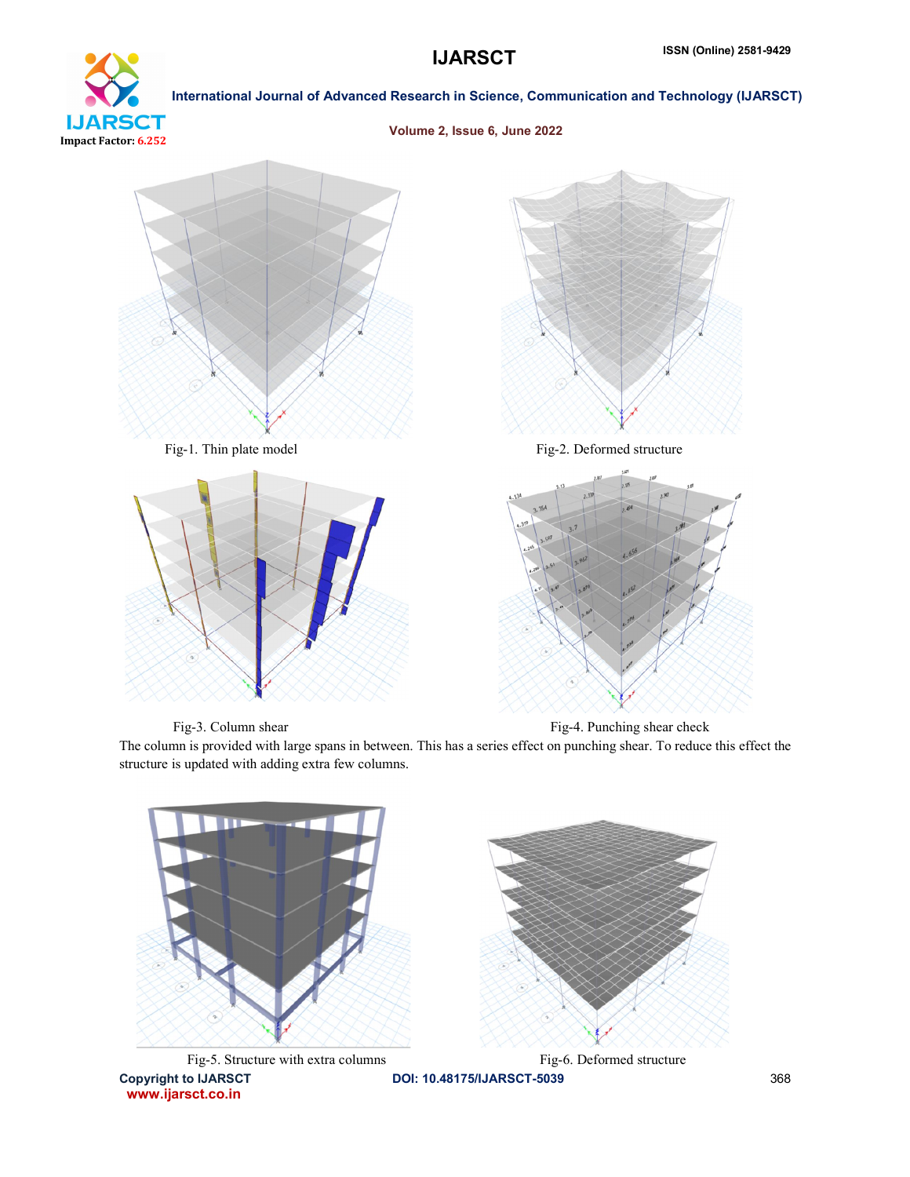Fig-1. Thin plate model

Fig-2. Deformed structure

Fig-3. Column shear

Fig-4. Punching shear check

The column is provided with large spans in between. This has a series effect on punching shear. To reduce this effect the structure is updated with adding extra few columns.

Fig-5. Structure with extra columns

Fig-6. Deformed structure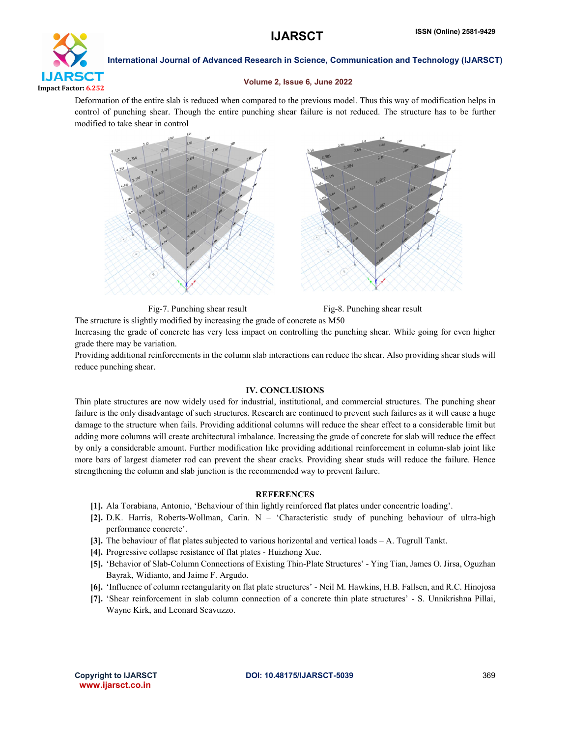Deformation of the entire slab is reduced when compared to the previous model. Thus this way of modification helps in control of punching shear. Though the entire punching shear failure is not reduced. The structure has to be further modified to take shear in control

Fig-7. Punching shear result

Fig-8. Punching shear result

The structure is slightly modified by increasing the grade of concrete as M50

Increasing the grade of concrete has very less impact on controlling the punching shear. While going for even higher grade there may be variation.

Providing additional reinforcements in the column slab interactions can reduce the shear. Also providing shear studs will reduce punching shear.

## IV. CONCLUSIONS

Thin plate structures are now widely used for industrial, institutional, and commercial structures. The punching shear failure is the only disadvantage of such structures. Research are continued to prevent such failures as it will cause a huge damage to the structure when fails. Providing additional columns will reduce the shear effect to a considerable limit but adding more columns will create architectural imbalance. Increasing the grade of concrete for slab will reduce the effect by only a considerable amount. Further modification like providing additional reinforcement in column-slab joint like more bars of largest diameter rod can prevent the shear cracks. Providing shear studs will reduce the failure. Hence strengthening the column and slab junction is the recommended way to prevent failure.

## REFERENCES

- **[1].** Ala Torabiana, Antonio, 'Behaviour of thin lightly reinforced flat plates under concentric loading'.
- **[2].** D.K. Harris, Roberts-Wollman, Carin. N – 'Characteristic study of punching behaviour of ultra-high performance concrete'.
- **[3].** The behaviour of flat plates subjected to various horizontal and vertical loads – A. Tugrull Tankt.
- **[4].** Progressive collapse resistance of flat plates - Huizhong Xue.
- **[5].** 'Behavior of Slab-Column Connections of Existing Thin-Plate Structures' - Ying Tian, James O. Jirsa, Oguzhan Bayrak, Widianto, and Jaime F. Argudo.
- **[6].** 'Influence of column rectangularity on flat plate structures' - Neil M. Hawkins, H.B. Fallsen, and R.C. Hinojosa
- **[7].** 'Shear reinforcement in slab column connection of a concrete thin plate structures' - S. Unnikrishna Pillai, Wayne Kirk, and Leonard Scavuzzo.